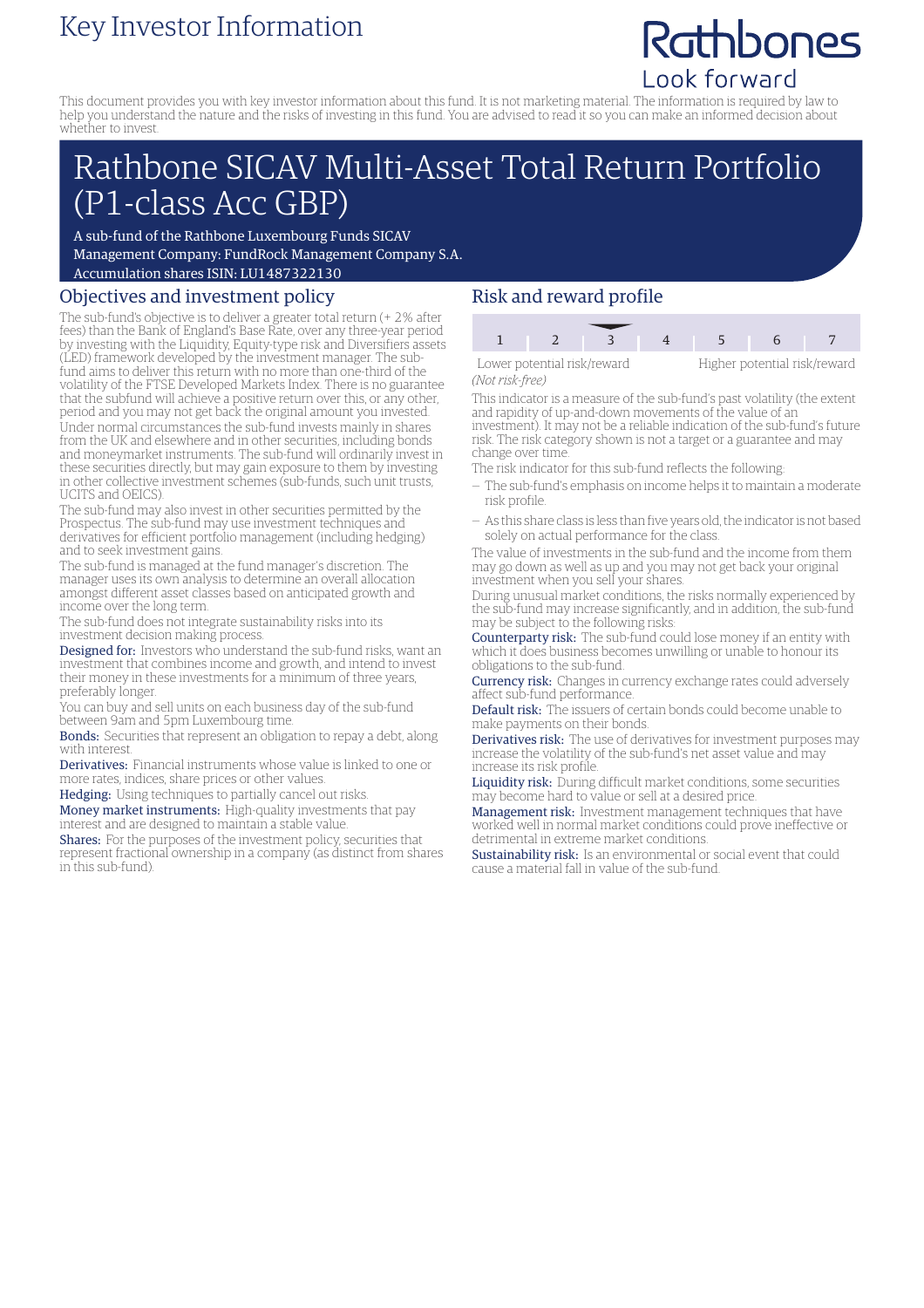# Key Investor Information

Rathbones
Look forward

This document provides you with key investor information about this fund. It is not marketing material. The information is required by law to help you understand the nature and the risks of investing in this fund. You are advised to read it so you can make an informed decision about whether to invest.

# Rathbone SICAV Multi-Asset Total Return Portfolio (P1-class Acc GBP)

A sub-fund of the Rathbone Luxembourg Funds SICAV
Management Company: FundRock Management Company S.A.
Accumulation shares ISIN: LU1487322130

## Objectives and investment policy

The sub-fund's objective is to deliver a greater total return (+ 2% after fees) than the Bank of England's Base Rate, over any three-year period by investing with the Liquidity, Equity-type risk and Diversifiers assets (LED) framework developed by the investment manager. The sub-fund aims to deliver this return with no more than one-third of the volatility of the FTSE Developed Markets Index. There is no guarantee that the subfund will achieve a positive return over this, or any other, period and you may not get back the original amount you invested.

Under normal circumstances the sub-fund invests mainly in shares from the UK and elsewhere and in other securities, including bonds and moneymarket instruments. The sub-fund will ordinarily invest in these securities directly, but may gain exposure to them by investing in other collective investment schemes (sub-funds, such unit trusts, UCITS and OEICS).

The sub-fund may also invest in other securities permitted by the Prospectus. The sub-fund may use investment techniques and derivatives for efficient portfolio management (including hedging) and to seek investment gains.

The sub-fund is managed at the fund manager's discretion. The manager uses its own analysis to determine an overall allocation amongst different asset classes based on anticipated growth and income over the long term.

The sub-fund does not integrate sustainability risks into its investment decision making process.

**Designed for:** Investors who understand the sub-fund risks, want an investment that combines income and growth, and intend to invest their money in these investments for a minimum of three years, preferably longer.

You can buy and sell units on each business day of the sub-fund between 9am and 5pm Luxembourg time.

**Bonds:** Securities that represent an obligation to repay a debt, along with interest.

**Derivatives:** Financial instruments whose value is linked to one or more rates, indices, share prices or other values.

**Hedging:** Using techniques to partially cancel out risks.

**Money market instruments:** High-quality investments that pay interest and are designed to maintain a stable value.

**Shares:** For the purposes of the investment policy, securities that represent fractional ownership in a company (as distinct from shares in this sub-fund).

## Risk and reward profile

| 1 | 2 | **3** | 4 | 5 | 6 | 7 |
|---|---|---|---|---|---|---|

Lower potential risk/reward — Higher potential risk/reward

*(Not risk-free)*

This indicator is a measure of the sub-fund's past volatility (the extent and rapidity of up-and-down movements of the value of an investment). It may not be a reliable indication of the sub-fund's future risk. The risk category shown is not a target or a guarantee and may change over time.

The risk indicator for this sub-fund reflects the following:

- The sub-fund's emphasis on income helps it to maintain a moderate risk profile.
- As this share class is less than five years old, the indicator is not based solely on actual performance for the class.

The value of investments in the sub-fund and the income from them may go down as well as up and you may not get back your original investment when you sell your shares.

During unusual market conditions, the risks normally experienced by the sub-fund may increase significantly, and in addition, the sub-fund may be subject to the following risks:

**Counterparty risk:** The sub-fund could lose money if an entity with which it does business becomes unwilling or unable to honour its obligations to the sub-fund.

**Currency risk:** Changes in currency exchange rates could adversely affect sub-fund performance.

**Default risk:** The issuers of certain bonds could become unable to make payments on their bonds.

**Derivatives risk:** The use of derivatives for investment purposes may increase the volatility of the sub-fund's net asset value and may increase its risk profile.

**Liquidity risk:** During difficult market conditions, some securities may become hard to value or sell at a desired price.

**Management risk:** Investment management techniques that have worked well in normal market conditions could prove ineffective or detrimental in extreme market conditions.

**Sustainability risk:** Is an environmental or social event that could cause a material fall in value of the sub-fund.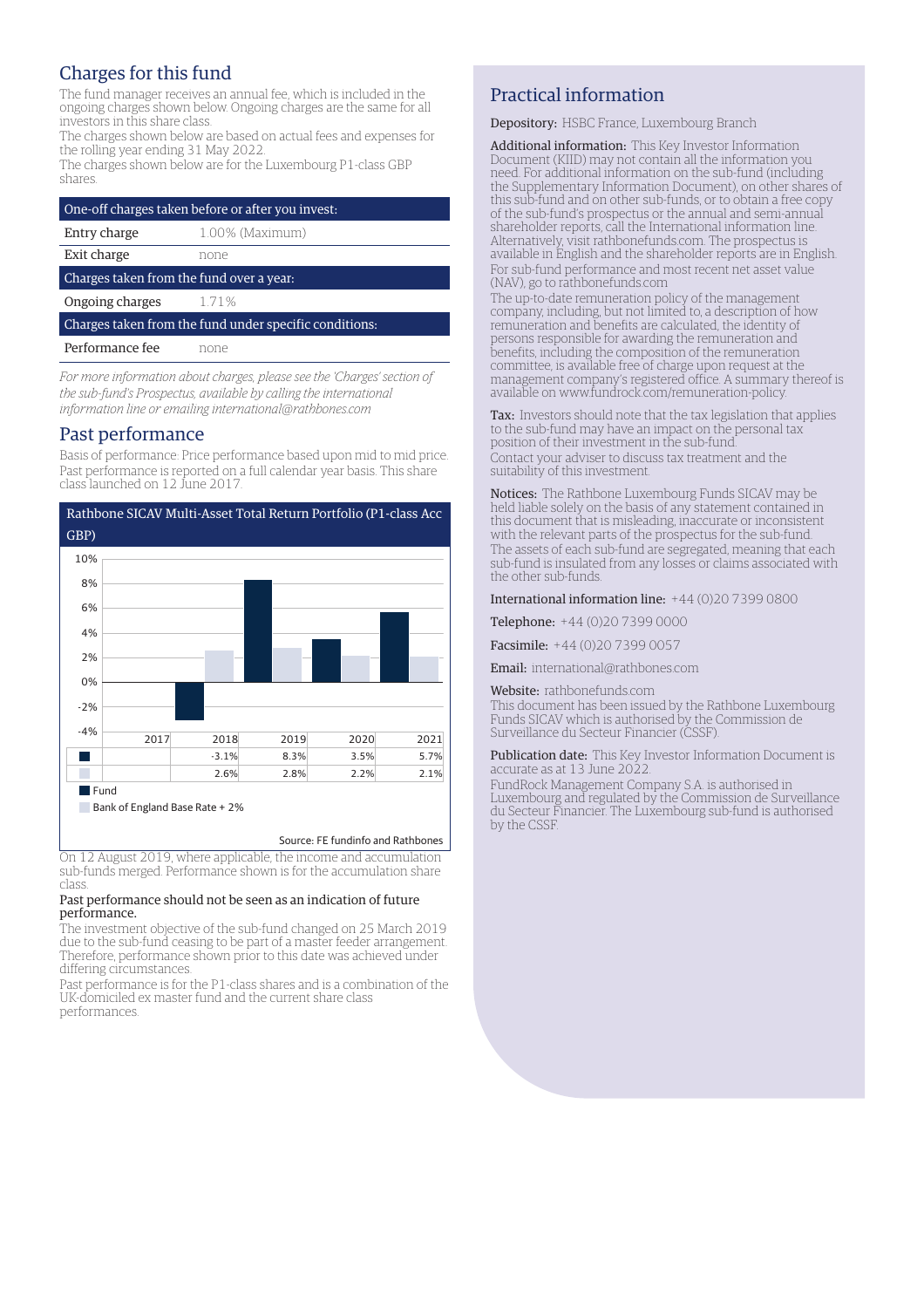## Charges for this fund

The fund manager receives an annual fee, which is included in the ongoing charges shown below. Ongoing charges are the same for all investors in this share class.

The charges shown below are based on actual fees and expenses for the rolling year ending 31 May 2022.

The charges shown below are for the Luxembourg P1-class GBP shares.

| | |
|---|---|
| **One-off charges taken before or after you invest:** | |
| Entry charge | 1.00% (Maximum) |
| Exit charge | none |
| **Charges taken from the fund over a year:** | |
| Ongoing charges | 1.71% |
| **Charges taken from the fund under specific conditions:** | |
| Performance fee | none |

*For more information about charges, please see the 'Charges' section of the sub-fund's Prospectus, available by calling the international information line or emailing international@rathbones.com*

## Past performance

Basis of performance: Price performance based upon mid to mid price.

Past performance is reported on a full calendar year basis. This share class launched on 12 June 2017.

Rathbone SICAV Multi-Asset Total Return Portfolio (P1-class Acc GBP)

10%
8%
6%
4%
2%
0%
-2%
-4%

2017 2018 2019 2020 2021

Fund: -3.1% 8.3% 3.5% 5.7%

Bank of England Base Rate + 2%: 2.6% 2.8% 2.2% 2.1%

Fund

Bank of England Base Rate + 2%

Source: FE fundinfo and Rathbones

On 12 August 2019, where applicable, the income and accumulation sub-funds merged. Performance shown is for the accumulation share class.

Past performance should not be seen as an indication of future performance.

The investment objective of the sub-fund changed on 25 March 2019 due to the sub-fund ceasing to be part of a master feeder arrangement. Therefore, performance shown prior to this date was achieved under differing circumstances.

Past performance is for the P1-class shares and is a combination of the UK-domiciled ex master fund and the current share class performances.

## Practical information

**Depository:** HSBC France, Luxembourg Branch

**Additional information:** This Key Investor Information Document (KIID) may not contain all the information you need. For additional information on the sub-fund (including the Supplementary Information Document), on other shares of this sub-fund and on other sub-funds, or to obtain a free copy of the sub-fund's prospectus or the annual and semi-annual shareholder reports, call the International information line. Alternatively, visit rathbonefunds.com. The prospectus is available in English and the shareholder reports are in English.

For sub-fund performance and most recent net asset value (NAV), go to rathbonefunds.com

The up-to-date remuneration policy of the management company, including, but not limited to, a description of how remuneration and benefits are calculated, the identity of persons responsible for awarding the remuneration and benefits, including the composition of the remuneration committee, is available free of charge upon request at the management company's registered office. A summary thereof is available on www.fundrock.com/remuneration-policy.

**Tax:** Investors should note that the tax legislation that applies to the sub-fund may have an impact on the personal tax position of their investment in the sub-fund.

Contact your adviser to discuss tax treatment and the suitability of this investment.

**Notices:** The Rathbone Luxembourg Funds SICAV may be held liable solely on the basis of any statement contained in this document that is misleading, inaccurate or inconsistent with the relevant parts of the prospectus for the sub-fund. The assets of each sub-fund are segregated, meaning that each sub-fund is insulated from any losses or claims associated with the other sub-funds.

**International information line:** +44 (0)20 7399 0800

**Telephone:** +44 (0)20 7399 0000

**Facsimile:** +44 (0)20 7399 0057

**Email:** international@rathbones.com

**Website:** rathbonefunds.com

This document has been issued by the Rathbone Luxembourg Funds SICAV which is authorised by the Commission de Surveillance du Secteur Financier (CSSF).

**Publication date:** This Key Investor Information Document is accurate as at 13 June 2022.

FundRock Management Company S.A. is authorised in Luxembourg and regulated by the Commission de Surveillance du Secteur Financier. The Luxembourg sub-fund is authorised by the CSSF.